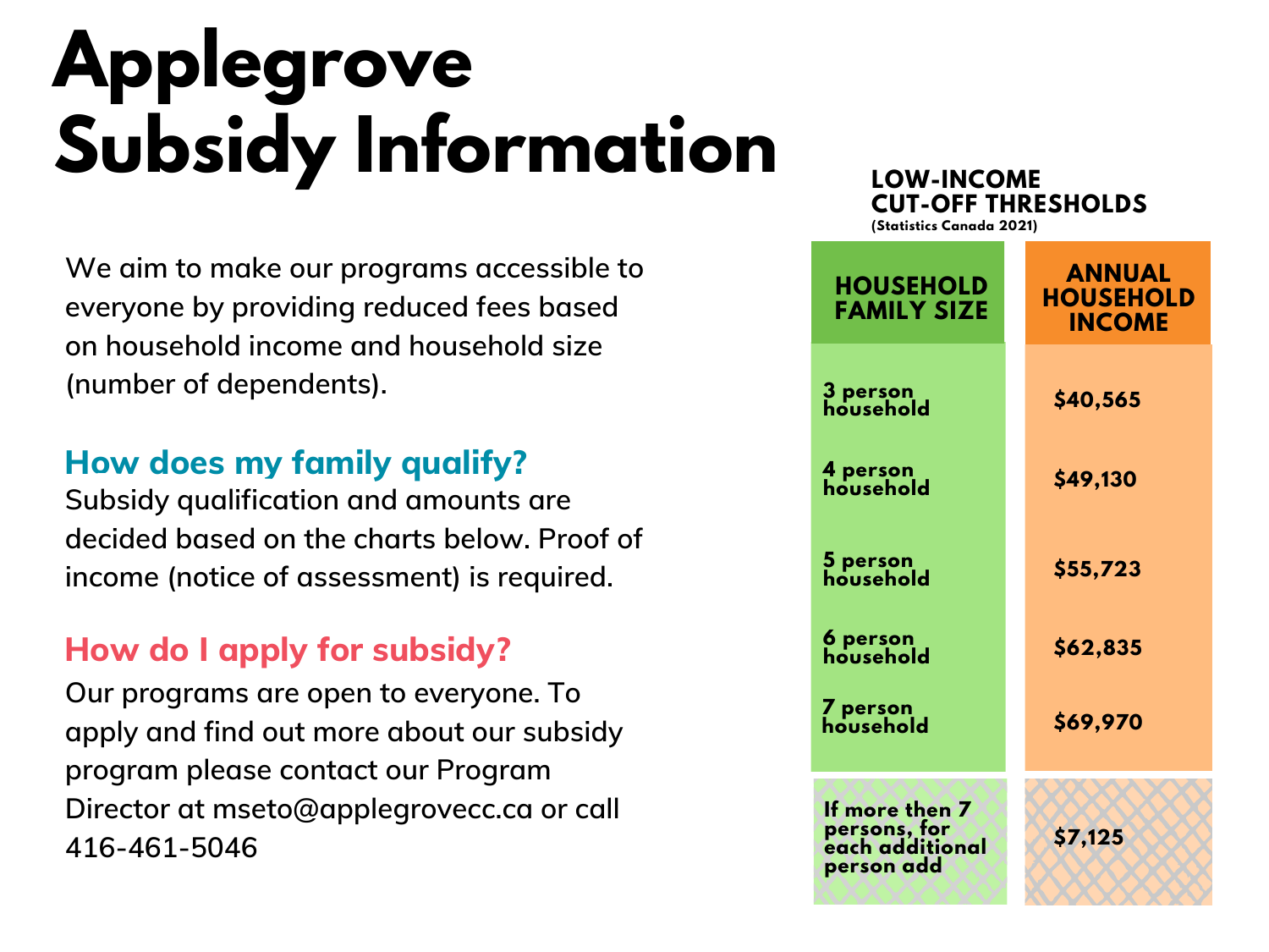# Applegrove Subsidy Information

We aim to make our programs accessible to everyone by providing reduced fees based on household income and household size (number of dependents).

## How does my family qualify?

Subsidy qualification and amounts are decided based on the charts below. Proof of income (notice of assessment) is required.

## How do I apply for subsidy?

Our programs are open to everyone. To apply and find out more about our subsidy program please contact our Program Director at mseto@applegrovecc.ca or call 416-461-5046

### LOW-INCOME CUT-OFF THRESHOLDS

(Statistics Canada 2021)

| HOUSEHOLD FAMILY SIZE | ANNUAL HOUSEHOLD INCOME |
|---|---|
| 3 person household | $40,565 |
| 4 person household | $49,130 |
| 5 person household | $55,723 |
| 6 person household | $62,835 |
| 7 person household | $69,970 |
| If more then 7 persons, for each additional person add | $7,125 |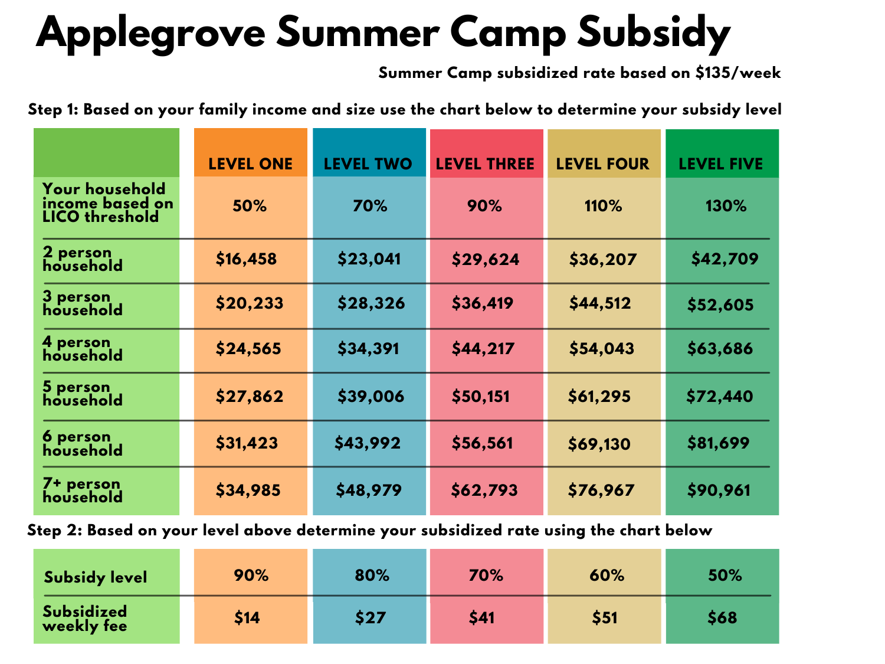# Applegrove Summer Camp Subsidy

**Summer Camp subsidized rate based on $135/week**

**Step 1: Based on your family income and size use the chart below to determine your subsidy level**

| | LEVEL ONE | LEVEL TWO | LEVEL THREE | LEVEL FOUR | LEVEL FIVE |
|---|---|---|---|---|---|
| Your household income based on LICO threshold | 50% | 70% | 90% | 110% | 130% |
| 2 person household | $16,458 | $23,041 | $29,624 | $36,207 | $42,709 |
| 3 person household | $20,233 | $28,326 | $36,419 | $44,512 | $52,605 |
| 4 person household | $24,565 | $34,391 | $44,217 | $54,043 | $63,686 |
| 5 person household | $27,862 | $39,006 | $50,151 | $61,295 | $72,440 |
| 6 person household | $31,423 | $43,992 | $56,561 | $69,130 | $81,699 |
| 7+ person household | $34,985 | $48,979 | $62,793 | $76,967 | $90,961 |

**Step 2: Based on your level above determine your subsidized rate using the chart below**

| Subsidy level | 90% | 80% | 70% | 60% | 50% |
|---|---|---|---|---|---|
| Subsidized weekly fee | $14 | $27 | $41 | $51 | $68 |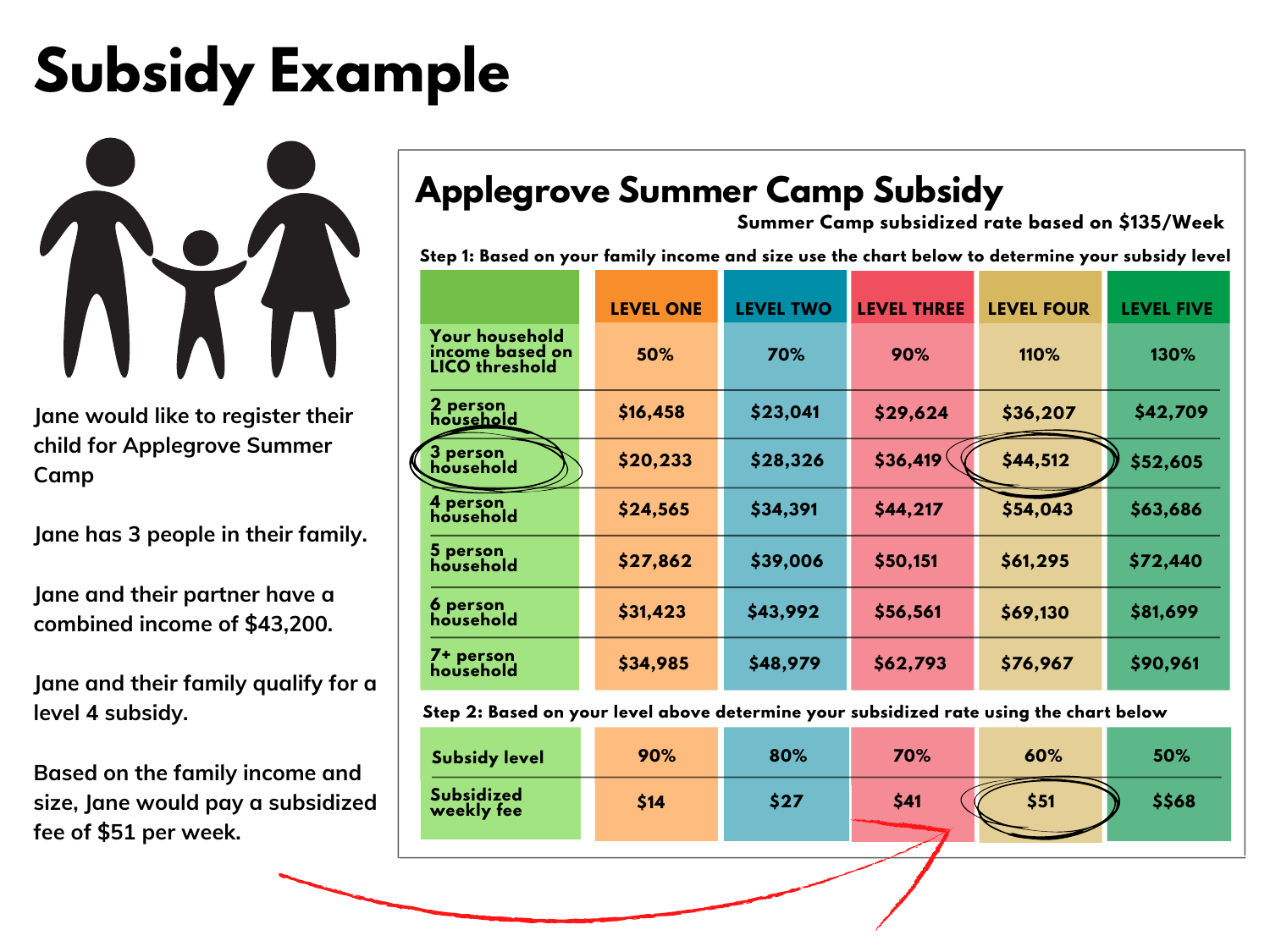# Subsidy Example

Jane would like to register their child for Applegrove Summer Camp

Jane has 3 people in their family.

Jane and their partner have a combined income of $43,200.

Jane and their family qualify for a level 4 subsidy.

Based on the family income and size, Jane would pay a subsidized fee of $51 per week.

## Applegrove Summer Camp Subsidy

**Summer Camp subsidized rate based on $135/Week**

**Step 1: Based on your family income and size use the chart below to determine your subsidy level**

| | LEVEL ONE | LEVEL TWO | LEVEL THREE | LEVEL FOUR | LEVEL FIVE |
|---|---|---|---|---|---|
| Your household income based on LICO threshold | 50% | 70% | 90% | 110% | 130% |
| 2 person household | $16,458 | $23,041 | $29,624 | $36,207 | $42,709 |
| 3 person household | $20,233 | $28,326 | $36,419 | $44,512 | $52,605 |
| 4 person household | $24,565 | $34,391 | $44,217 | $54,043 | $63,686 |
| 5 person household | $27,862 | $39,006 | $50,151 | $61,295 | $72,440 |
| 6 person household | $31,423 | $43,992 | $56,561 | $69,130 | $81,699 |
| 7+ person household | $34,985 | $48,979 | $62,793 | $76,967 | $90,961 |

**Step 2: Based on your level above determine your subsidized rate using the chart below**

| | | | | | |
|---|---|---|---|---|---|
| Subsidy level | 90% | 80% | 70% | 60% | 50% |
| Subsidized weekly fee | $14 | $27 | $41 | $51 | $$68 |